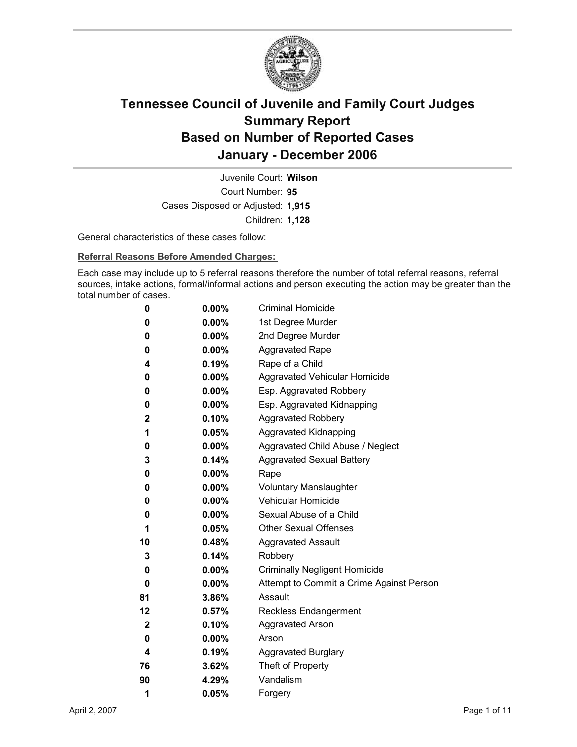# Tennessee Council of Juvenile and Family Court Judges
# Summary Report
# Based on Number of Reported Cases
# January - December 2006

Juvenile Court: **Wilson**
Court Number: **95**
Cases Disposed or Adjusted: **1,915**
Children: **1,128**

General characteristics of these cases follow:

**Referral Reasons Before Amended Charges:**

Each case may include up to 5 referral reasons therefore the number of total referral reasons, referral sources, intake actions, formal/informal actions and person executing the action may be greater than the total number of cases.

| | | |
|---|---|---|
| 0 | 0.00% | Criminal Homicide |
| 0 | 0.00% | 1st Degree Murder |
| 0 | 0.00% | 2nd Degree Murder |
| 0 | 0.00% | Aggravated Rape |
| 4 | 0.19% | Rape of a Child |
| 0 | 0.00% | Aggravated Vehicular Homicide |
| 0 | 0.00% | Esp. Aggravated Robbery |
| 0 | 0.00% | Esp. Aggravated Kidnapping |
| 2 | 0.10% | Aggravated Robbery |
| 1 | 0.05% | Aggravated Kidnapping |
| 0 | 0.00% | Aggravated Child Abuse / Neglect |
| 3 | 0.14% | Aggravated Sexual Battery |
| 0 | 0.00% | Rape |
| 0 | 0.00% | Voluntary Manslaughter |
| 0 | 0.00% | Vehicular Homicide |
| 0 | 0.00% | Sexual Abuse of a Child |
| 1 | 0.05% | Other Sexual Offenses |
| 10 | 0.48% | Aggravated Assault |
| 3 | 0.14% | Robbery |
| 0 | 0.00% | Criminally Negligent Homicide |
| 0 | 0.00% | Attempt to Commit a Crime Against Person |
| 81 | 3.86% | Assault |
| 12 | 0.57% | Reckless Endangerment |
| 2 | 0.10% | Aggravated Arson |
| 0 | 0.00% | Arson |
| 4 | 0.19% | Aggravated Burglary |
| 76 | 3.62% | Theft of Property |
| 90 | 4.29% | Vandalism |
| 1 | 0.05% | Forgery |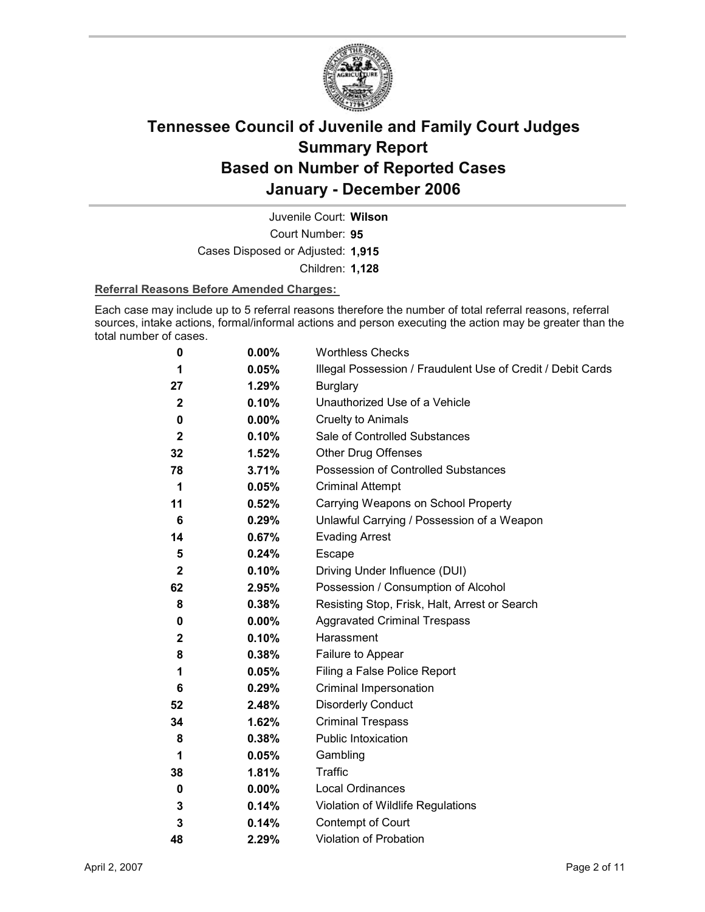# Tennessee Council of Juvenile and Family Court Judges
# Summary Report
# Based on Number of Reported Cases
# January - December 2006

Juvenile Court: **Wilson**

Court Number: **95**

Cases Disposed or Adjusted: **1,915**

Children: **1,128**

**Referral Reasons Before Amended Charges:**

Each case may include up to 5 referral reasons therefore the number of total referral reasons, referral sources, intake actions, formal/informal actions and person executing the action may be greater than the total number of cases.

| | | |
|---|---|---|
| **0** | **0.00%** | Worthless Checks |
| **1** | **0.05%** | Illegal Possession / Fraudulent Use of Credit / Debit Cards |
| **27** | **1.29%** | Burglary |
| **2** | **0.10%** | Unauthorized Use of a Vehicle |
| **0** | **0.00%** | Cruelty to Animals |
| **2** | **0.10%** | Sale of Controlled Substances |
| **32** | **1.52%** | Other Drug Offenses |
| **78** | **3.71%** | Possession of Controlled Substances |
| **1** | **0.05%** | Criminal Attempt |
| **11** | **0.52%** | Carrying Weapons on School Property |
| **6** | **0.29%** | Unlawful Carrying / Possession of a Weapon |
| **14** | **0.67%** | Evading Arrest |
| **5** | **0.24%** | Escape |
| **2** | **0.10%** | Driving Under Influence (DUI) |
| **62** | **2.95%** | Possession / Consumption of Alcohol |
| **8** | **0.38%** | Resisting Stop, Frisk, Halt, Arrest or Search |
| **0** | **0.00%** | Aggravated Criminal Trespass |
| **2** | **0.10%** | Harassment |
| **8** | **0.38%** | Failure to Appear |
| **1** | **0.05%** | Filing a False Police Report |
| **6** | **0.29%** | Criminal Impersonation |
| **52** | **2.48%** | Disorderly Conduct |
| **34** | **1.62%** | Criminal Trespass |
| **8** | **0.38%** | Public Intoxication |
| **1** | **0.05%** | Gambling |
| **38** | **1.81%** | Traffic |
| **0** | **0.00%** | Local Ordinances |
| **3** | **0.14%** | Violation of Wildlife Regulations |
| **3** | **0.14%** | Contempt of Court |
| **48** | **2.29%** | Violation of Probation |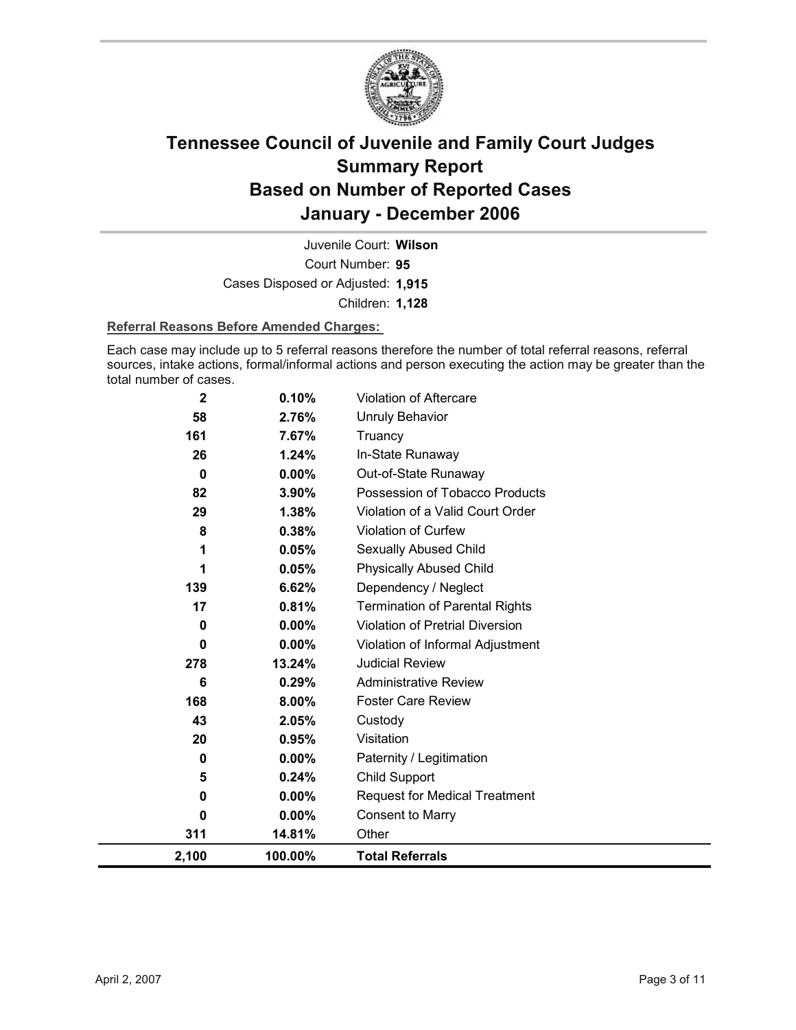# Tennessee Council of Juvenile and Family Court Judges Summary Report Based on Number of Reported Cases January - December 2006

Juvenile Court: **Wilson**

Court Number: **95**

Cases Disposed or Adjusted: **1,915**

Children: **1,128**

**Referral Reasons Before Amended Charges:**

Each case may include up to 5 referral reasons therefore the number of total referral reasons, referral sources, intake actions, formal/informal actions and person executing the action may be greater than the total number of cases.

| Count | Percent | Referral Reason |
|---|---|---|
| 2 | 0.10% | Violation of Aftercare |
| 58 | 2.76% | Unruly Behavior |
| 161 | 7.67% | Truancy |
| 26 | 1.24% | In-State Runaway |
| 0 | 0.00% | Out-of-State Runaway |
| 82 | 3.90% | Possession of Tobacco Products |
| 29 | 1.38% | Violation of a Valid Court Order |
| 8 | 0.38% | Violation of Curfew |
| 1 | 0.05% | Sexually Abused Child |
| 1 | 0.05% | Physically Abused Child |
| 139 | 6.62% | Dependency / Neglect |
| 17 | 0.81% | Termination of Parental Rights |
| 0 | 0.00% | Violation of Pretrial Diversion |
| 0 | 0.00% | Violation of Informal Adjustment |
| 278 | 13.24% | Judicial Review |
| 6 | 0.29% | Administrative Review |
| 168 | 8.00% | Foster Care Review |
| 43 | 2.05% | Custody |
| 20 | 0.95% | Visitation |
| 0 | 0.00% | Paternity / Legitimation |
| 5 | 0.24% | Child Support |
| 0 | 0.00% | Request for Medical Treatment |
| 0 | 0.00% | Consent to Marry |
| 311 | 14.81% | Other |
| **2,100** | **100.00%** | **Total Referrals** |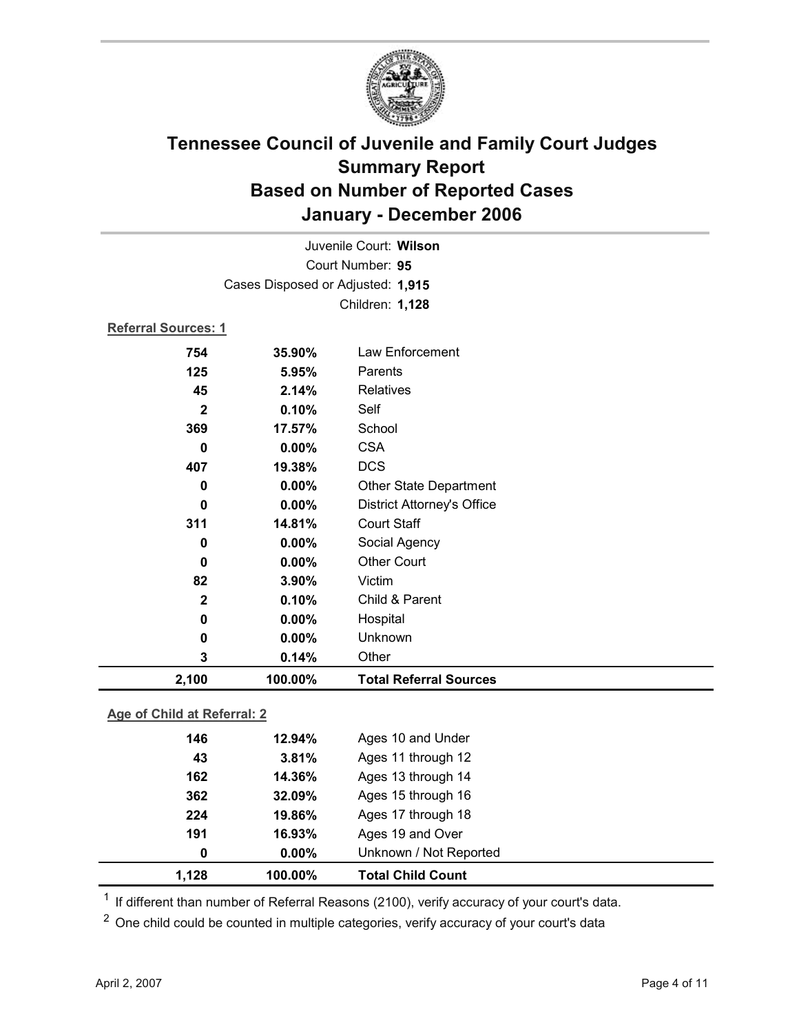# Tennessee Council of Juvenile and Family Court Judges
## Summary Report
## Based on Number of Reported Cases
## January - December 2006

Juvenile Court: **Wilson**

Court Number: **95**

Cases Disposed or Adjusted: **1,915**

Children: **1,128**

**Referral Sources: 1**

| | | |
|---|---|---|
| 754 | 35.90% | Law Enforcement |
| 125 | 5.95% | Parents |
| 45 | 2.14% | Relatives |
| 2 | 0.10% | Self |
| 369 | 17.57% | School |
| 0 | 0.00% | CSA |
| 407 | 19.38% | DCS |
| 0 | 0.00% | Other State Department |
| 0 | 0.00% | District Attorney's Office |
| 311 | 14.81% | Court Staff |
| 0 | 0.00% | Social Agency |
| 0 | 0.00% | Other Court |
| 82 | 3.90% | Victim |
| 2 | 0.10% | Child & Parent |
| 0 | 0.00% | Hospital |
| 0 | 0.00% | Unknown |
| 3 | 0.14% | Other |
| **2,100** | **100.00%** | **Total Referral Sources** |

**Age of Child at Referral: 2**

| | | |
|---|---|---|
| 146 | 12.94% | Ages 10 and Under |
| 43 | 3.81% | Ages 11 through 12 |
| 162 | 14.36% | Ages 13 through 14 |
| 362 | 32.09% | Ages 15 through 16 |
| 224 | 19.86% | Ages 17 through 18 |
| 191 | 16.93% | Ages 19 and Over |
| 0 | 0.00% | Unknown / Not Reported |
| **1,128** | **100.00%** | **Total Child Count** |

[1] If different than number of Referral Reasons (2100), verify accuracy of your court's data.

[2] One child could be counted in multiple categories, verify accuracy of your court's data

April 2, 2007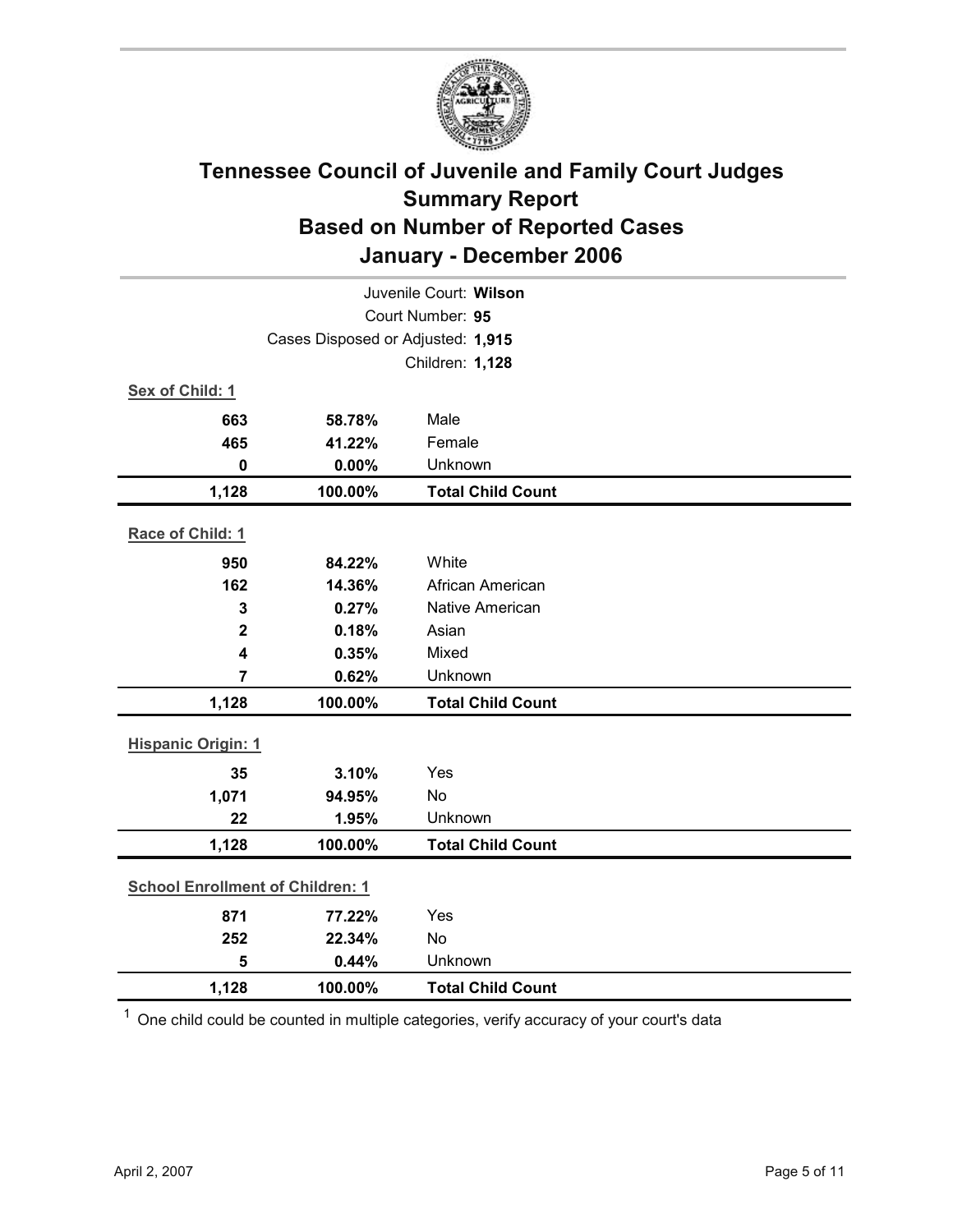# Tennessee Council of Juvenile and Family Court Judges
## Summary Report
## Based on Number of Reported Cases
## January - December 2006

Juvenile Court: **Wilson**

Court Number: **95**

Cases Disposed or Adjusted: **1,915**

Children: **1,128**

**Sex of Child: 1**

| | | |
|---|---|---|
| 663 | 58.78% | Male |
| 465 | 41.22% | Female |
| 0 | 0.00% | Unknown |
| **1,128** | **100.00%** | **Total Child Count** |

**Race of Child: 1**

| | | |
|---|---|---|
| 950 | 84.22% | White |
| 162 | 14.36% | African American |
| 3 | 0.27% | Native American |
| 2 | 0.18% | Asian |
| 4 | 0.35% | Mixed |
| 7 | 0.62% | Unknown |
| **1,128** | **100.00%** | **Total Child Count** |

**Hispanic Origin: 1**

| | | |
|---|---|---|
| 35 | 3.10% | Yes |
| 1,071 | 94.95% | No |
| 22 | 1.95% | Unknown |
| **1,128** | **100.00%** | **Total Child Count** |

**School Enrollment of Children: 1**

| | | |
|---|---|---|
| 871 | 77.22% | Yes |
| 252 | 22.34% | No |
| 5 | 0.44% | Unknown |
| **1,128** | **100.00%** | **Total Child Count** |

[1] One child could be counted in multiple categories, verify accuracy of your court's data

April 2, 2007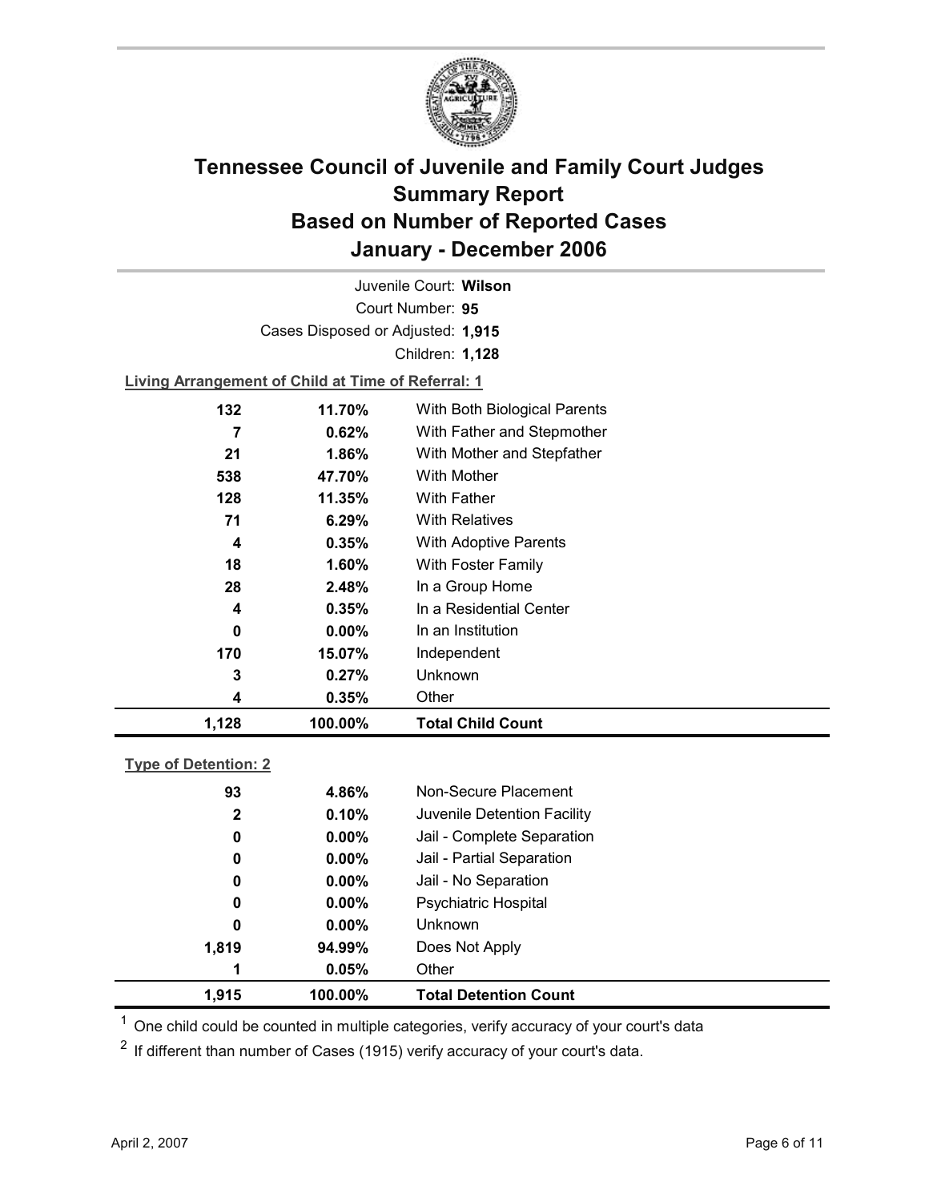# Tennessee Council of Juvenile and Family Court Judges
# Summary Report
# Based on Number of Reported Cases
# January - December 2006

Juvenile Court: **Wilson**

Court Number: **95**

Cases Disposed or Adjusted: **1,915**

Children: **1,128**

**Living Arrangement of Child at Time of Referral: 1**

| Count | Percent | Category |
|---|---|---|
| 132 | 11.70% | With Both Biological Parents |
| 7 | 0.62% | With Father and Stepmother |
| 21 | 1.86% | With Mother and Stepfather |
| 538 | 47.70% | With Mother |
| 128 | 11.35% | With Father |
| 71 | 6.29% | With Relatives |
| 4 | 0.35% | With Adoptive Parents |
| 18 | 1.60% | With Foster Family |
| 28 | 2.48% | In a Group Home |
| 4 | 0.35% | In a Residential Center |
| 0 | 0.00% | In an Institution |
| 170 | 15.07% | Independent |
| 3 | 0.27% | Unknown |
| 4 | 0.35% | Other |
| **1,128** | **100.00%** | **Total Child Count** |

**Type of Detention: 2**

| Count | Percent | Category |
|---|---|---|
| 93 | 4.86% | Non-Secure Placement |
| 2 | 0.10% | Juvenile Detention Facility |
| 0 | 0.00% | Jail - Complete Separation |
| 0 | 0.00% | Jail - Partial Separation |
| 0 | 0.00% | Jail - No Separation |
| 0 | 0.00% | Psychiatric Hospital |
| 0 | 0.00% | Unknown |
| 1,819 | 94.99% | Does Not Apply |
| 1 | 0.05% | Other |
| **1,915** | **100.00%** | **Total Detention Count** |

[1] One child could be counted in multiple categories, verify accuracy of your court's data

[2] If different than number of Cases (1915) verify accuracy of your court's data.

April 2, 2007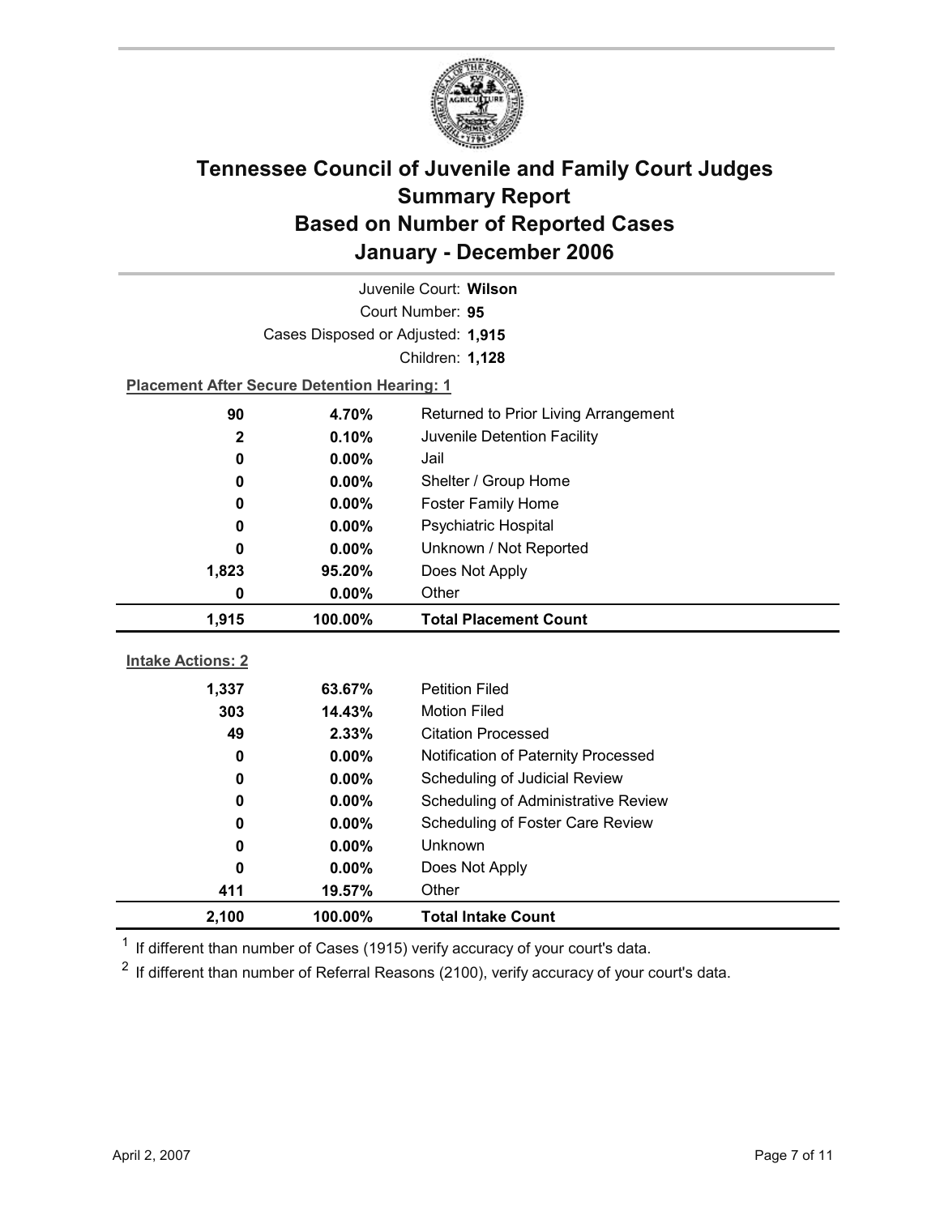# Tennessee Council of Juvenile and Family Court Judges
## Summary Report
## Based on Number of Reported Cases
## January - December 2006

Juvenile Court: **Wilson**

Court Number: **95**

Cases Disposed or Adjusted: **1,915**

Children: **1,128**

**Placement After Secure Detention Hearing: 1**

| Count | Percent | Placement |
|---|---|---|
| 90 | 4.70% | Returned to Prior Living Arrangement |
| 2 | 0.10% | Juvenile Detention Facility |
| 0 | 0.00% | Jail |
| 0 | 0.00% | Shelter / Group Home |
| 0 | 0.00% | Foster Family Home |
| 0 | 0.00% | Psychiatric Hospital |
| 0 | 0.00% | Unknown / Not Reported |
| 1,823 | 95.20% | Does Not Apply |
| 0 | 0.00% | Other |
| **1,915** | **100.00%** | **Total Placement Count** |

**Intake Actions: 2**

| Count | Percent | Action |
|---|---|---|
| 1,337 | 63.67% | Petition Filed |
| 303 | 14.43% | Motion Filed |
| 49 | 2.33% | Citation Processed |
| 0 | 0.00% | Notification of Paternity Processed |
| 0 | 0.00% | Scheduling of Judicial Review |
| 0 | 0.00% | Scheduling of Administrative Review |
| 0 | 0.00% | Scheduling of Foster Care Review |
| 0 | 0.00% | Unknown |
| 0 | 0.00% | Does Not Apply |
| 411 | 19.57% | Other |
| **2,100** | **100.00%** | **Total Intake Count** |

[1] If different than number of Cases (1915) verify accuracy of your court's data.

[2] If different than number of Referral Reasons (2100), verify accuracy of your court's data.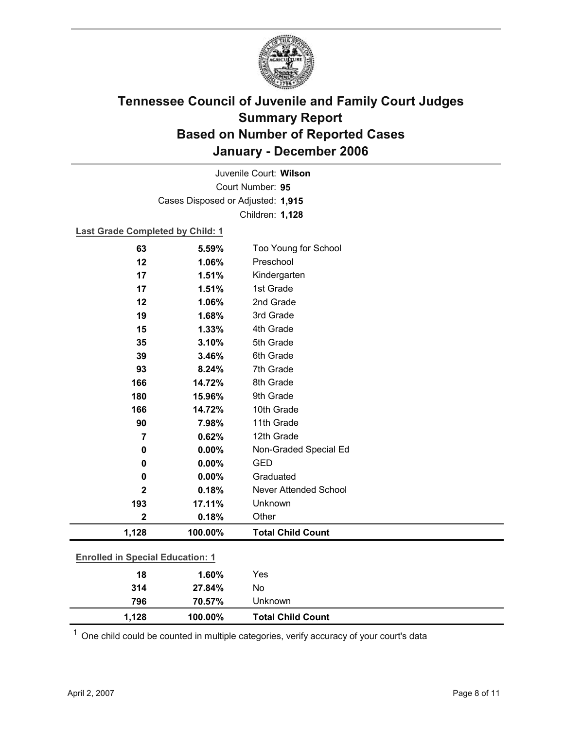# Tennessee Council of Juvenile and Family Court Judges
# Summary Report
# Based on Number of Reported Cases
# January - December 2006

Juvenile Court: **Wilson**

Court Number: **95**

Cases Disposed or Adjusted: **1,915**

Children: **1,128**

**Last Grade Completed by Child: 1**

| Count | Percent | Category |
|---|---|---|
| 63 | 5.59% | Too Young for School |
| 12 | 1.06% | Preschool |
| 17 | 1.51% | Kindergarten |
| 17 | 1.51% | 1st Grade |
| 12 | 1.06% | 2nd Grade |
| 19 | 1.68% | 3rd Grade |
| 15 | 1.33% | 4th Grade |
| 35 | 3.10% | 5th Grade |
| 39 | 3.46% | 6th Grade |
| 93 | 8.24% | 7th Grade |
| 166 | 14.72% | 8th Grade |
| 180 | 15.96% | 9th Grade |
| 166 | 14.72% | 10th Grade |
| 90 | 7.98% | 11th Grade |
| 7 | 0.62% | 12th Grade |
| 0 | 0.00% | Non-Graded Special Ed |
| 0 | 0.00% | GED |
| 0 | 0.00% | Graduated |
| 2 | 0.18% | Never Attended School |
| 193 | 17.11% | Unknown |
| 2 | 0.18% | Other |
| **1,128** | **100.00%** | **Total Child Count** |

**Enrolled in Special Education: 1**

| Count | Percent | Category |
|---|---|---|
| 18 | 1.60% | Yes |
| 314 | 27.84% | No |
| 796 | 70.57% | Unknown |
| **1,128** | **100.00%** | **Total Child Count** |

[1] One child could be counted in multiple categories, verify accuracy of your court's data

April 2, 2007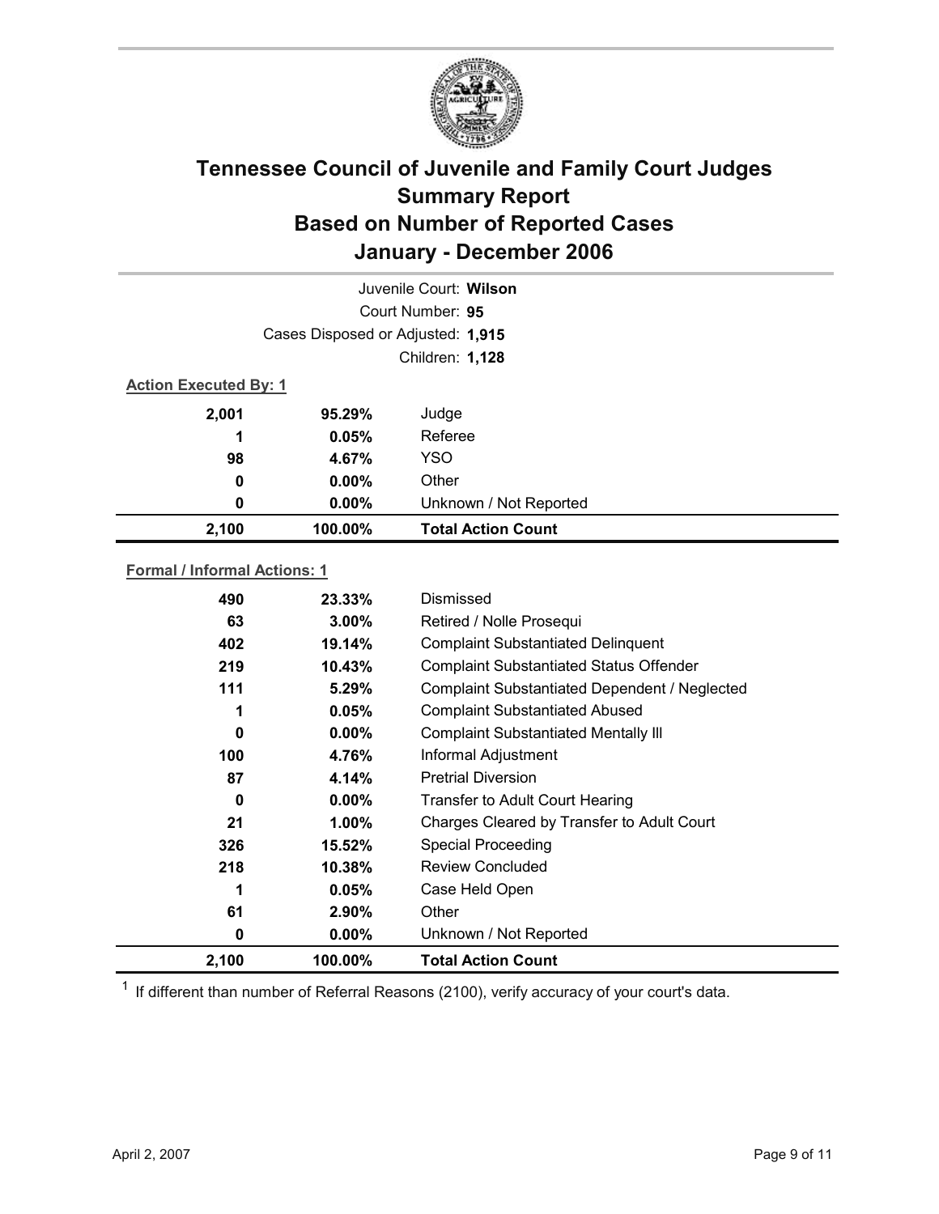# Tennessee Council of Juvenile and Family Court Judges Summary Report Based on Number of Reported Cases January - December 2006

Juvenile Court: **Wilson**

Court Number: **95**

Cases Disposed or Adjusted: **1,915**

Children: **1,128**

**Action Executed By: 1**

| | | |
|---|---|---|
| 2,001 | 95.29% | Judge |
| 1 | 0.05% | Referee |
| 98 | 4.67% | YSO |
| 0 | 0.00% | Other |
| 0 | 0.00% | Unknown / Not Reported |
| **2,100** | **100.00%** | **Total Action Count** |

**Formal / Informal Actions: 1**

| | | |
|---|---|---|
| 490 | 23.33% | Dismissed |
| 63 | 3.00% | Retired / Nolle Prosequi |
| 402 | 19.14% | Complaint Substantiated Delinquent |
| 219 | 10.43% | Complaint Substantiated Status Offender |
| 111 | 5.29% | Complaint Substantiated Dependent / Neglected |
| 1 | 0.05% | Complaint Substantiated Abused |
| 0 | 0.00% | Complaint Substantiated Mentally Ill |
| 100 | 4.76% | Informal Adjustment |
| 87 | 4.14% | Pretrial Diversion |
| 0 | 0.00% | Transfer to Adult Court Hearing |
| 21 | 1.00% | Charges Cleared by Transfer to Adult Court |
| 326 | 15.52% | Special Proceeding |
| 218 | 10.38% | Review Concluded |
| 1 | 0.05% | Case Held Open |
| 61 | 2.90% | Other |
| 0 | 0.00% | Unknown / Not Reported |
| **2,100** | **100.00%** | **Total Action Count** |

[1] If different than number of Referral Reasons (2100), verify accuracy of your court's data.

April 2, 2007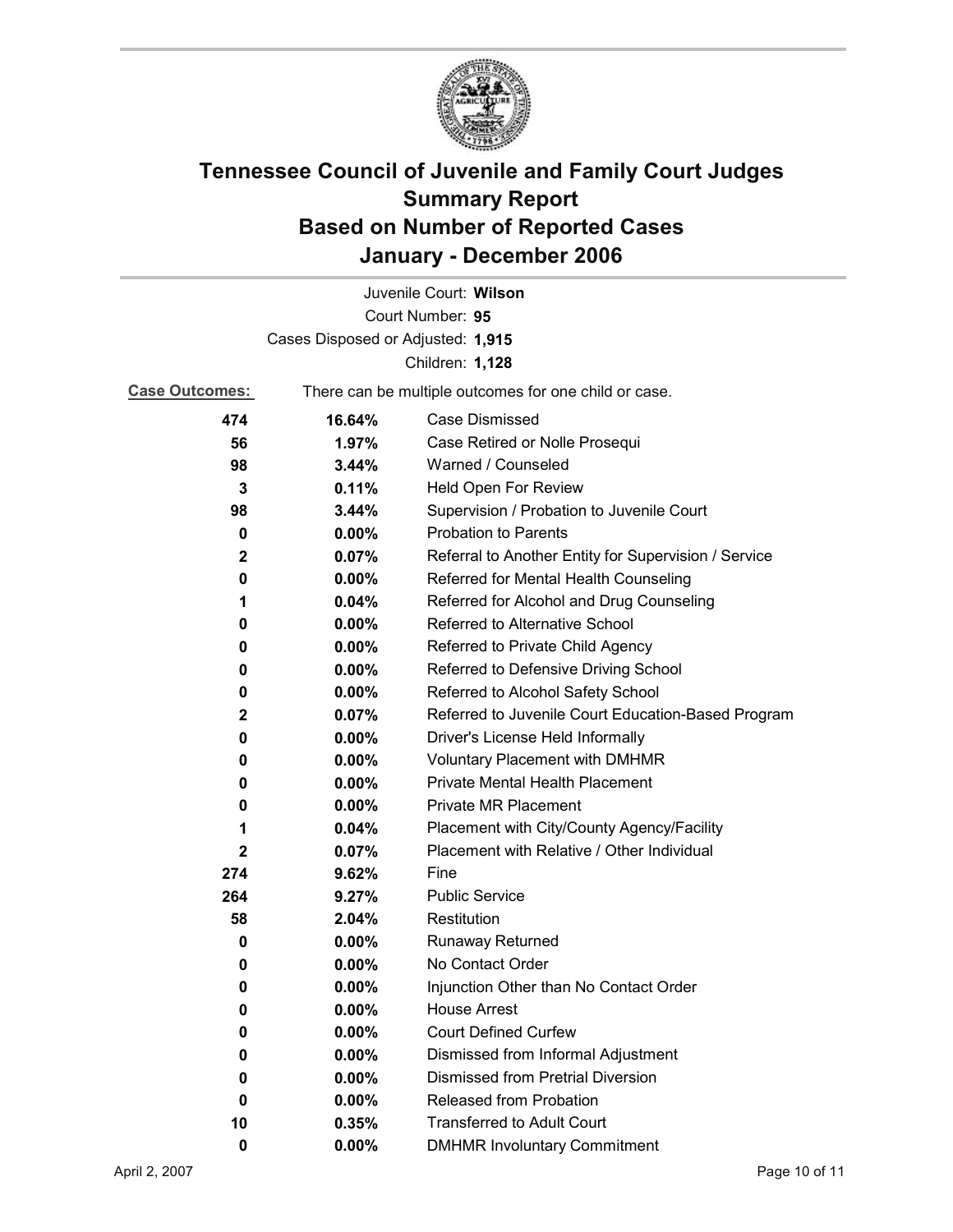# Tennessee Council of Juvenile and Family Court Judges
# Summary Report
# Based on Number of Reported Cases
# January - December 2006

Juvenile Court: **Wilson**

Court Number: **95**

Cases Disposed or Adjusted: **1,915**

Children: **1,128**

**Case Outcomes:** There can be multiple outcomes for one child or case.

| Count | Percent | Outcome |
|---|---|---|
| **474** | **16.64%** | Case Dismissed |
| **56** | **1.97%** | Case Retired or Nolle Prosequi |
| **98** | **3.44%** | Warned / Counseled |
| **3** | **0.11%** | Held Open For Review |
| **98** | **3.44%** | Supervision / Probation to Juvenile Court |
| **0** | **0.00%** | Probation to Parents |
| **2** | **0.07%** | Referral to Another Entity for Supervision / Service |
| **0** | **0.00%** | Referred for Mental Health Counseling |
| **1** | **0.04%** | Referred for Alcohol and Drug Counseling |
| **0** | **0.00%** | Referred to Alternative School |
| **0** | **0.00%** | Referred to Private Child Agency |
| **0** | **0.00%** | Referred to Defensive Driving School |
| **0** | **0.00%** | Referred to Alcohol Safety School |
| **2** | **0.07%** | Referred to Juvenile Court Education-Based Program |
| **0** | **0.00%** | Driver's License Held Informally |
| **0** | **0.00%** | Voluntary Placement with DMHMR |
| **0** | **0.00%** | Private Mental Health Placement |
| **0** | **0.00%** | Private MR Placement |
| **1** | **0.04%** | Placement with City/County Agency/Facility |
| **2** | **0.07%** | Placement with Relative / Other Individual |
| **274** | **9.62%** | Fine |
| **264** | **9.27%** | Public Service |
| **58** | **2.04%** | Restitution |
| **0** | **0.00%** | Runaway Returned |
| **0** | **0.00%** | No Contact Order |
| **0** | **0.00%** | Injunction Other than No Contact Order |
| **0** | **0.00%** | House Arrest |
| **0** | **0.00%** | Court Defined Curfew |
| **0** | **0.00%** | Dismissed from Informal Adjustment |
| **0** | **0.00%** | Dismissed from Pretrial Diversion |
| **0** | **0.00%** | Released from Probation |
| **10** | **0.35%** | Transferred to Adult Court |
| **0** | **0.00%** | DMHMR Involuntary Commitment |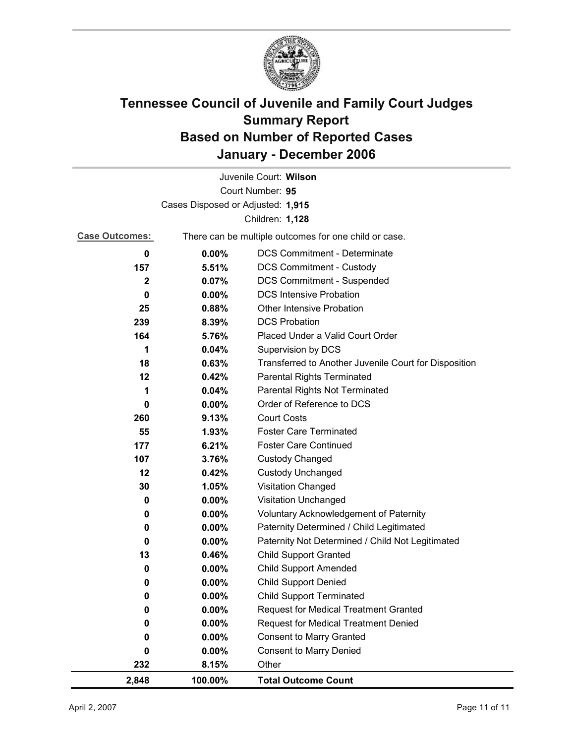# Tennessee Council of Juvenile and Family Court Judges Summary Report Based on Number of Reported Cases January - December 2006

Juvenile Court: **Wilson**

Court Number: **95**

Cases Disposed or Adjusted: **1,915**

Children: **1,128**

**Case Outcomes:** There can be multiple outcomes for one child or case.

| | | |
|---|---|---|
| 0 | 0.00% | DCS Commitment - Determinate |
| 157 | 5.51% | DCS Commitment - Custody |
| 2 | 0.07% | DCS Commitment - Suspended |
| 0 | 0.00% | DCS Intensive Probation |
| 25 | 0.88% | Other Intensive Probation |
| 239 | 8.39% | DCS Probation |
| 164 | 5.76% | Placed Under a Valid Court Order |
| 1 | 0.04% | Supervision by DCS |
| 18 | 0.63% | Transferred to Another Juvenile Court for Disposition |
| 12 | 0.42% | Parental Rights Terminated |
| 1 | 0.04% | Parental Rights Not Terminated |
| 0 | 0.00% | Order of Reference to DCS |
| 260 | 9.13% | Court Costs |
| 55 | 1.93% | Foster Care Terminated |
| 177 | 6.21% | Foster Care Continued |
| 107 | 3.76% | Custody Changed |
| 12 | 0.42% | Custody Unchanged |
| 30 | 1.05% | Visitation Changed |
| 0 | 0.00% | Visitation Unchanged |
| 0 | 0.00% | Voluntary Acknowledgement of Paternity |
| 0 | 0.00% | Paternity Determined / Child Legitimated |
| 0 | 0.00% | Paternity Not Determined / Child Not Legitimated |
| 13 | 0.46% | Child Support Granted |
| 0 | 0.00% | Child Support Amended |
| 0 | 0.00% | Child Support Denied |
| 0 | 0.00% | Child Support Terminated |
| 0 | 0.00% | Request for Medical Treatment Granted |
| 0 | 0.00% | Request for Medical Treatment Denied |
| 0 | 0.00% | Consent to Marry Granted |
| 0 | 0.00% | Consent to Marry Denied |
| 232 | 8.15% | Other |
| **2,848** | **100.00%** | **Total Outcome Count** |

April 2, 2007